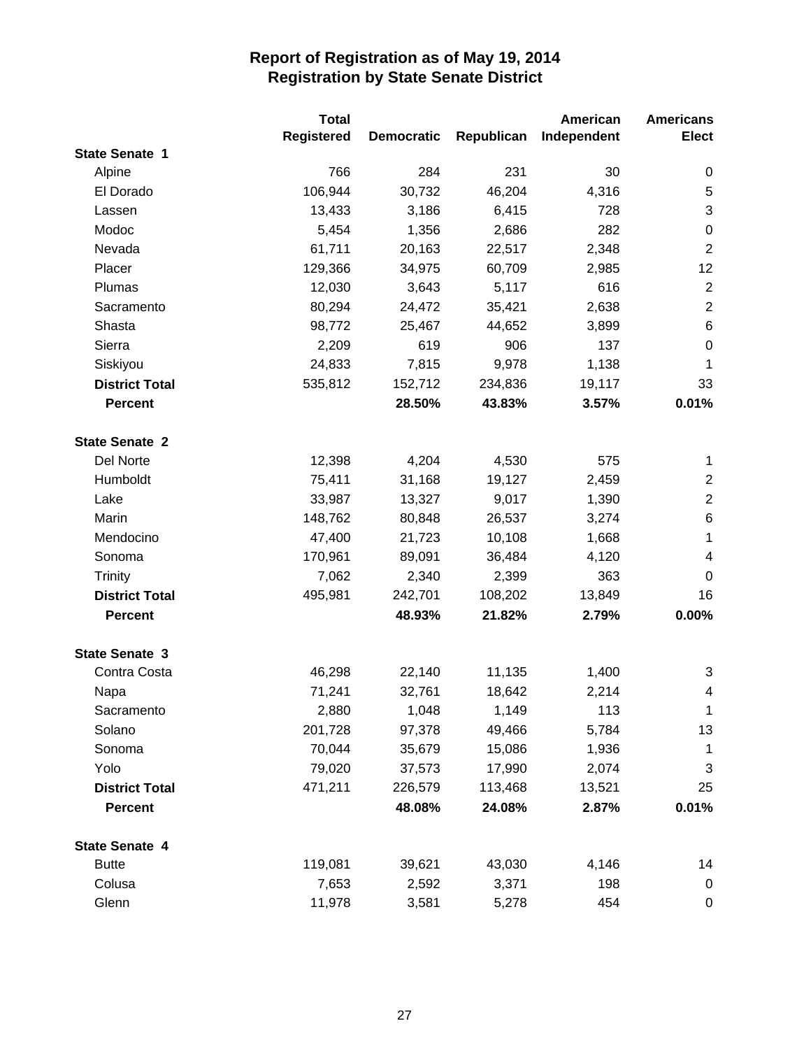# Report of Registration as of May 19, 2014
## Registration by State Senate District

| | Total Registered | Democratic | Republican | American Independent | Americans Elect |
|---|---|---|---|---|---|
| **State Senate 1** | | | | | |
| Alpine | 766 | 284 | 231 | 30 | 0 |
| El Dorado | 106,944 | 30,732 | 46,204 | 4,316 | 5 |
| Lassen | 13,433 | 3,186 | 6,415 | 728 | 3 |
| Modoc | 5,454 | 1,356 | 2,686 | 282 | 0 |
| Nevada | 61,711 | 20,163 | 22,517 | 2,348 | 2 |
| Placer | 129,366 | 34,975 | 60,709 | 2,985 | 12 |
| Plumas | 12,030 | 3,643 | 5,117 | 616 | 2 |
| Sacramento | 80,294 | 24,472 | 35,421 | 2,638 | 2 |
| Shasta | 98,772 | 25,467 | 44,652 | 3,899 | 6 |
| Sierra | 2,209 | 619 | 906 | 137 | 0 |
| Siskiyou | 24,833 | 7,815 | 9,978 | 1,138 | 1 |
| **District Total** | 535,812 | 152,712 | 234,836 | 19,117 | 33 |
| **Percent** | | **28.50%** | **43.83%** | **3.57%** | **0.01%** |
| **State Senate 2** | | | | | |
| Del Norte | 12,398 | 4,204 | 4,530 | 575 | 1 |
| Humboldt | 75,411 | 31,168 | 19,127 | 2,459 | 2 |
| Lake | 33,987 | 13,327 | 9,017 | 1,390 | 2 |
| Marin | 148,762 | 80,848 | 26,537 | 3,274 | 6 |
| Mendocino | 47,400 | 21,723 | 10,108 | 1,668 | 1 |
| Sonoma | 170,961 | 89,091 | 36,484 | 4,120 | 4 |
| Trinity | 7,062 | 2,340 | 2,399 | 363 | 0 |
| **District Total** | 495,981 | 242,701 | 108,202 | 13,849 | 16 |
| **Percent** | | **48.93%** | **21.82%** | **2.79%** | **0.00%** |
| **State Senate 3** | | | | | |
| Contra Costa | 46,298 | 22,140 | 11,135 | 1,400 | 3 |
| Napa | 71,241 | 32,761 | 18,642 | 2,214 | 4 |
| Sacramento | 2,880 | 1,048 | 1,149 | 113 | 1 |
| Solano | 201,728 | 97,378 | 49,466 | 5,784 | 13 |
| Sonoma | 70,044 | 35,679 | 15,086 | 1,936 | 1 |
| Yolo | 79,020 | 37,573 | 17,990 | 2,074 | 3 |
| **District Total** | 471,211 | 226,579 | 113,468 | 13,521 | 25 |
| **Percent** | | **48.08%** | **24.08%** | **2.87%** | **0.01%** |
| **State Senate 4** | | | | | |
| Butte | 119,081 | 39,621 | 43,030 | 4,146 | 14 |
| Colusa | 7,653 | 2,592 | 3,371 | 198 | 0 |
| Glenn | 11,978 | 3,581 | 5,278 | 454 | 0 |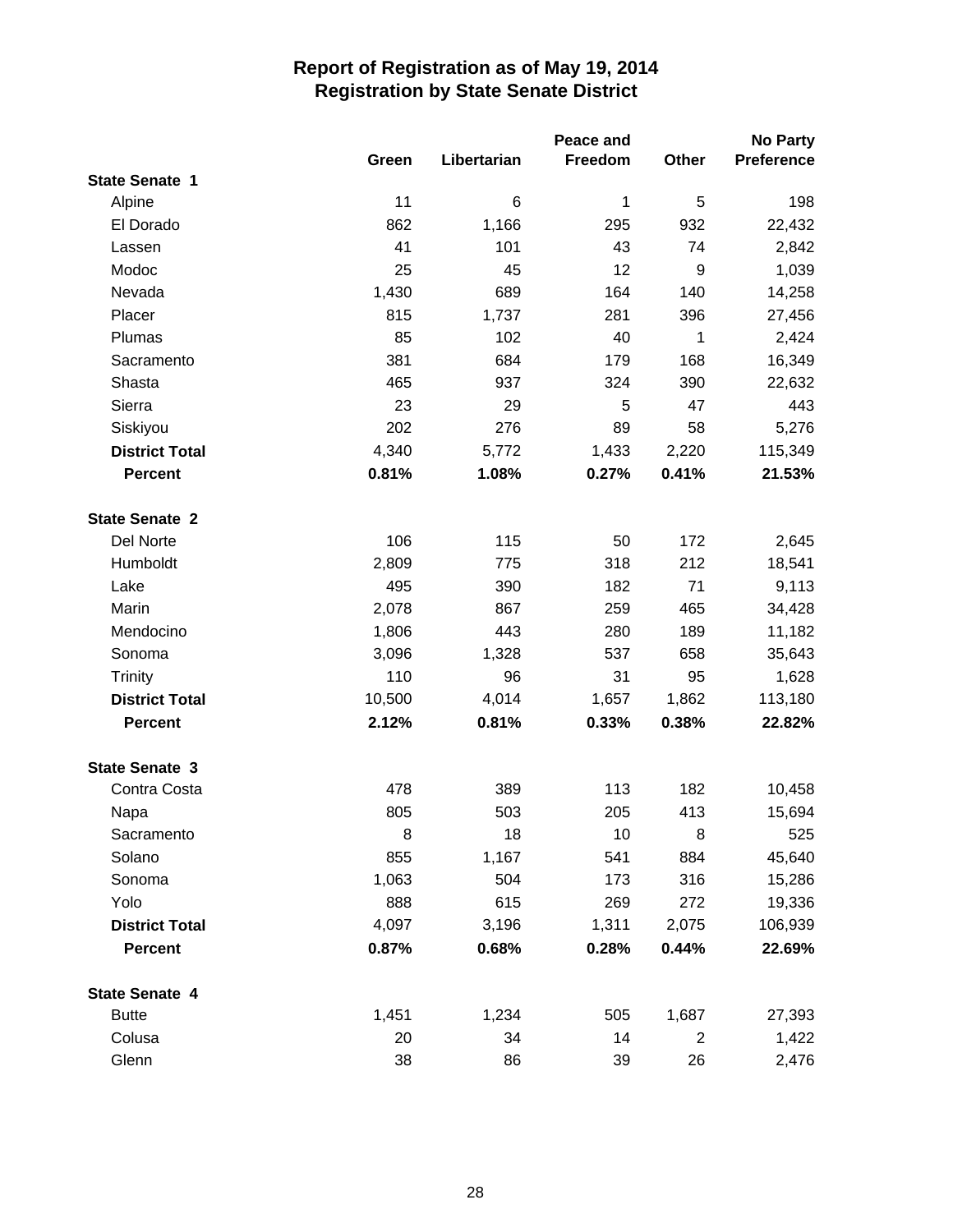# Report of Registration as of May 19, 2014
## Registration by State Senate District

| | Green | Libertarian | Peace and Freedom | Other | No Party Preference |
|---|---|---|---|---|---|
| **State Senate 1** | | | | | |
| Alpine | 11 | 6 | 1 | 5 | 198 |
| El Dorado | 862 | 1,166 | 295 | 932 | 22,432 |
| Lassen | 41 | 101 | 43 | 74 | 2,842 |
| Modoc | 25 | 45 | 12 | 9 | 1,039 |
| Nevada | 1,430 | 689 | 164 | 140 | 14,258 |
| Placer | 815 | 1,737 | 281 | 396 | 27,456 |
| Plumas | 85 | 102 | 40 | 1 | 2,424 |
| Sacramento | 381 | 684 | 179 | 168 | 16,349 |
| Shasta | 465 | 937 | 324 | 390 | 22,632 |
| Sierra | 23 | 29 | 5 | 47 | 443 |
| Siskiyou | 202 | 276 | 89 | 58 | 5,276 |
| **District Total** | 4,340 | 5,772 | 1,433 | 2,220 | 115,349 |
| **Percent** | **0.81%** | **1.08%** | **0.27%** | **0.41%** | **21.53%** |
| **State Senate 2** | | | | | |
| Del Norte | 106 | 115 | 50 | 172 | 2,645 |
| Humboldt | 2,809 | 775 | 318 | 212 | 18,541 |
| Lake | 495 | 390 | 182 | 71 | 9,113 |
| Marin | 2,078 | 867 | 259 | 465 | 34,428 |
| Mendocino | 1,806 | 443 | 280 | 189 | 11,182 |
| Sonoma | 3,096 | 1,328 | 537 | 658 | 35,643 |
| Trinity | 110 | 96 | 31 | 95 | 1,628 |
| **District Total** | 10,500 | 4,014 | 1,657 | 1,862 | 113,180 |
| **Percent** | **2.12%** | **0.81%** | **0.33%** | **0.38%** | **22.82%** |
| **State Senate 3** | | | | | |
| Contra Costa | 478 | 389 | 113 | 182 | 10,458 |
| Napa | 805 | 503 | 205 | 413 | 15,694 |
| Sacramento | 8 | 18 | 10 | 8 | 525 |
| Solano | 855 | 1,167 | 541 | 884 | 45,640 |
| Sonoma | 1,063 | 504 | 173 | 316 | 15,286 |
| Yolo | 888 | 615 | 269 | 272 | 19,336 |
| **District Total** | 4,097 | 3,196 | 1,311 | 2,075 | 106,939 |
| **Percent** | **0.87%** | **0.68%** | **0.28%** | **0.44%** | **22.69%** |
| **State Senate 4** | | | | | |
| Butte | 1,451 | 1,234 | 505 | 1,687 | 27,393 |
| Colusa | 20 | 34 | 14 | 2 | 1,422 |
| Glenn | 38 | 86 | 39 | 26 | 2,476 |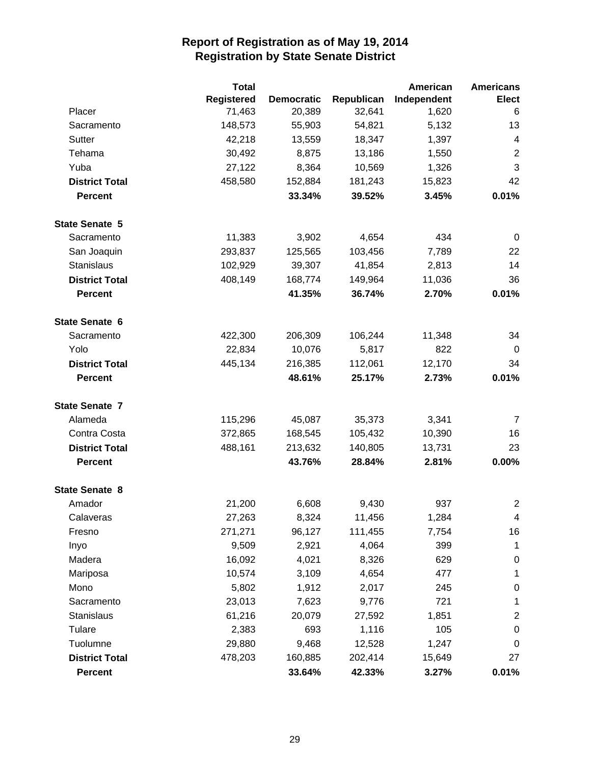# Report of Registration as of May 19, 2014
## Registration by State Senate District

| | Total Registered | Democratic | Republican | American Independent | Americans Elect |
|---|---|---|---|---|---|
| Placer | 71,463 | 20,389 | 32,641 | 1,620 | 6 |
| Sacramento | 148,573 | 55,903 | 54,821 | 5,132 | 13 |
| Sutter | 42,218 | 13,559 | 18,347 | 1,397 | 4 |
| Tehama | 30,492 | 8,875 | 13,186 | 1,550 | 2 |
| Yuba | 27,122 | 8,364 | 10,569 | 1,326 | 3 |
| **District Total** | 458,580 | 152,884 | 181,243 | 15,823 | 42 |
| **Percent** | | **33.34%** | **39.52%** | **3.45%** | **0.01%** |
| **State Senate 5** | | | | | |
| Sacramento | 11,383 | 3,902 | 4,654 | 434 | 0 |
| San Joaquin | 293,837 | 125,565 | 103,456 | 7,789 | 22 |
| Stanislaus | 102,929 | 39,307 | 41,854 | 2,813 | 14 |
| **District Total** | 408,149 | 168,774 | 149,964 | 11,036 | 36 |
| **Percent** | | **41.35%** | **36.74%** | **2.70%** | **0.01%** |
| **State Senate 6** | | | | | |
| Sacramento | 422,300 | 206,309 | 106,244 | 11,348 | 34 |
| Yolo | 22,834 | 10,076 | 5,817 | 822 | 0 |
| **District Total** | 445,134 | 216,385 | 112,061 | 12,170 | 34 |
| **Percent** | | **48.61%** | **25.17%** | **2.73%** | **0.01%** |
| **State Senate 7** | | | | | |
| Alameda | 115,296 | 45,087 | 35,373 | 3,341 | 7 |
| Contra Costa | 372,865 | 168,545 | 105,432 | 10,390 | 16 |
| **District Total** | 488,161 | 213,632 | 140,805 | 13,731 | 23 |
| **Percent** | | **43.76%** | **28.84%** | **2.81%** | **0.00%** |
| **State Senate 8** | | | | | |
| Amador | 21,200 | 6,608 | 9,430 | 937 | 2 |
| Calaveras | 27,263 | 8,324 | 11,456 | 1,284 | 4 |
| Fresno | 271,271 | 96,127 | 111,455 | 7,754 | 16 |
| Inyo | 9,509 | 2,921 | 4,064 | 399 | 1 |
| Madera | 16,092 | 4,021 | 8,326 | 629 | 0 |
| Mariposa | 10,574 | 3,109 | 4,654 | 477 | 1 |
| Mono | 5,802 | 1,912 | 2,017 | 245 | 0 |
| Sacramento | 23,013 | 7,623 | 9,776 | 721 | 1 |
| Stanislaus | 61,216 | 20,079 | 27,592 | 1,851 | 2 |
| Tulare | 2,383 | 693 | 1,116 | 105 | 0 |
| Tuolumne | 29,880 | 9,468 | 12,528 | 1,247 | 0 |
| **District Total** | 478,203 | 160,885 | 202,414 | 15,649 | 27 |
| **Percent** | | **33.64%** | **42.33%** | **3.27%** | **0.01%** |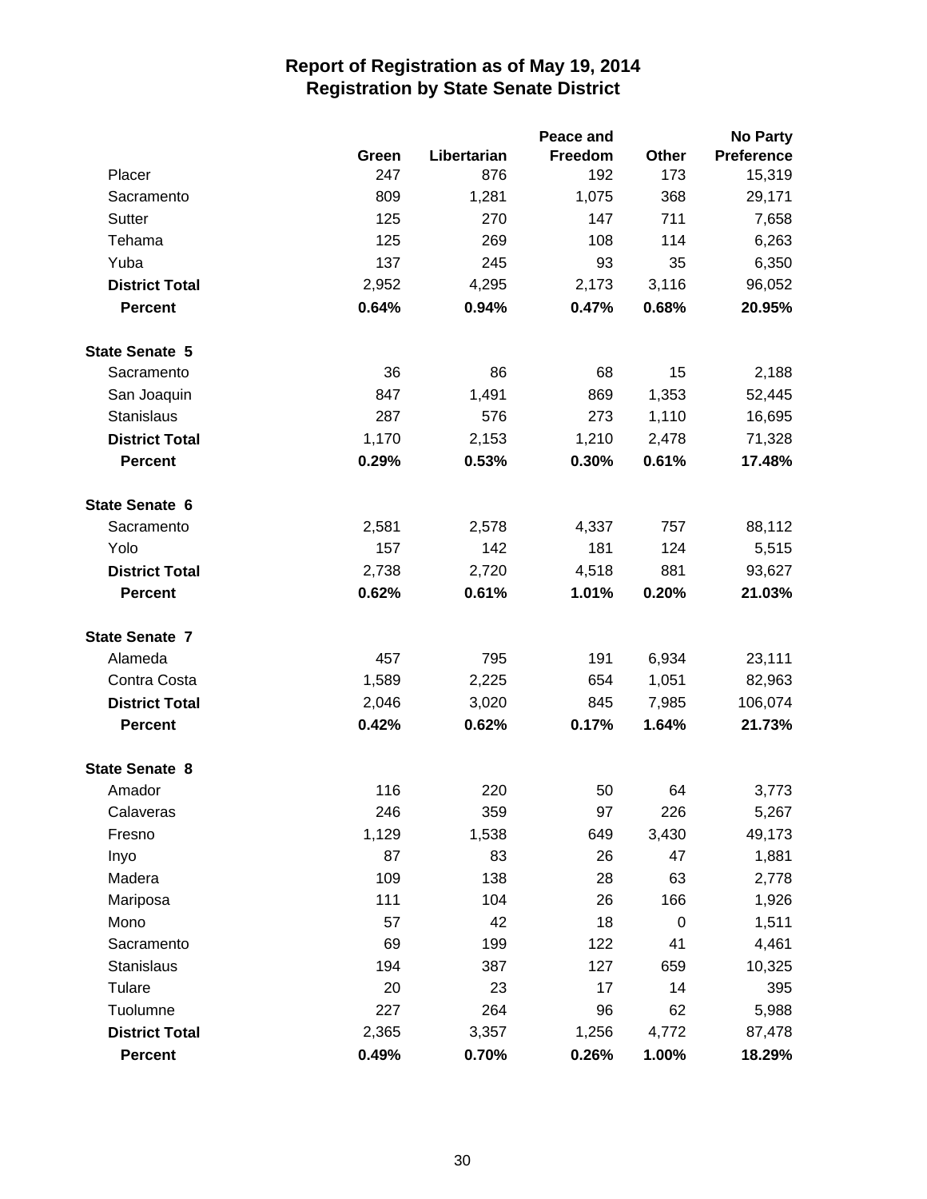# Report of Registration as of May 19, 2014
## Registration by State Senate District

| | Green | Libertarian | Peace and Freedom | Other | No Party Preference |
|---|---|---|---|---|---|
| Placer | 247 | 876 | 192 | 173 | 15,319 |
| Sacramento | 809 | 1,281 | 1,075 | 368 | 29,171 |
| Sutter | 125 | 270 | 147 | 711 | 7,658 |
| Tehama | 125 | 269 | 108 | 114 | 6,263 |
| Yuba | 137 | 245 | 93 | 35 | 6,350 |
| **District Total** | 2,952 | 4,295 | 2,173 | 3,116 | 96,052 |
| **Percent** | **0.64%** | **0.94%** | **0.47%** | **0.68%** | **20.95%** |
| **State Senate 5** | | | | | |
| Sacramento | 36 | 86 | 68 | 15 | 2,188 |
| San Joaquin | 847 | 1,491 | 869 | 1,353 | 52,445 |
| Stanislaus | 287 | 576 | 273 | 1,110 | 16,695 |
| **District Total** | 1,170 | 2,153 | 1,210 | 2,478 | 71,328 |
| **Percent** | **0.29%** | **0.53%** | **0.30%** | **0.61%** | **17.48%** |
| **State Senate 6** | | | | | |
| Sacramento | 2,581 | 2,578 | 4,337 | 757 | 88,112 |
| Yolo | 157 | 142 | 181 | 124 | 5,515 |
| **District Total** | 2,738 | 2,720 | 4,518 | 881 | 93,627 |
| **Percent** | **0.62%** | **0.61%** | **1.01%** | **0.20%** | **21.03%** |
| **State Senate 7** | | | | | |
| Alameda | 457 | 795 | 191 | 6,934 | 23,111 |
| Contra Costa | 1,589 | 2,225 | 654 | 1,051 | 82,963 |
| **District Total** | 2,046 | 3,020 | 845 | 7,985 | 106,074 |
| **Percent** | **0.42%** | **0.62%** | **0.17%** | **1.64%** | **21.73%** |
| **State Senate 8** | | | | | |
| Amador | 116 | 220 | 50 | 64 | 3,773 |
| Calaveras | 246 | 359 | 97 | 226 | 5,267 |
| Fresno | 1,129 | 1,538 | 649 | 3,430 | 49,173 |
| Inyo | 87 | 83 | 26 | 47 | 1,881 |
| Madera | 109 | 138 | 28 | 63 | 2,778 |
| Mariposa | 111 | 104 | 26 | 166 | 1,926 |
| Mono | 57 | 42 | 18 | 0 | 1,511 |
| Sacramento | 69 | 199 | 122 | 41 | 4,461 |
| Stanislaus | 194 | 387 | 127 | 659 | 10,325 |
| Tulare | 20 | 23 | 17 | 14 | 395 |
| Tuolumne | 227 | 264 | 96 | 62 | 5,988 |
| **District Total** | 2,365 | 3,357 | 1,256 | 4,772 | 87,478 |
| **Percent** | **0.49%** | **0.70%** | **0.26%** | **1.00%** | **18.29%** |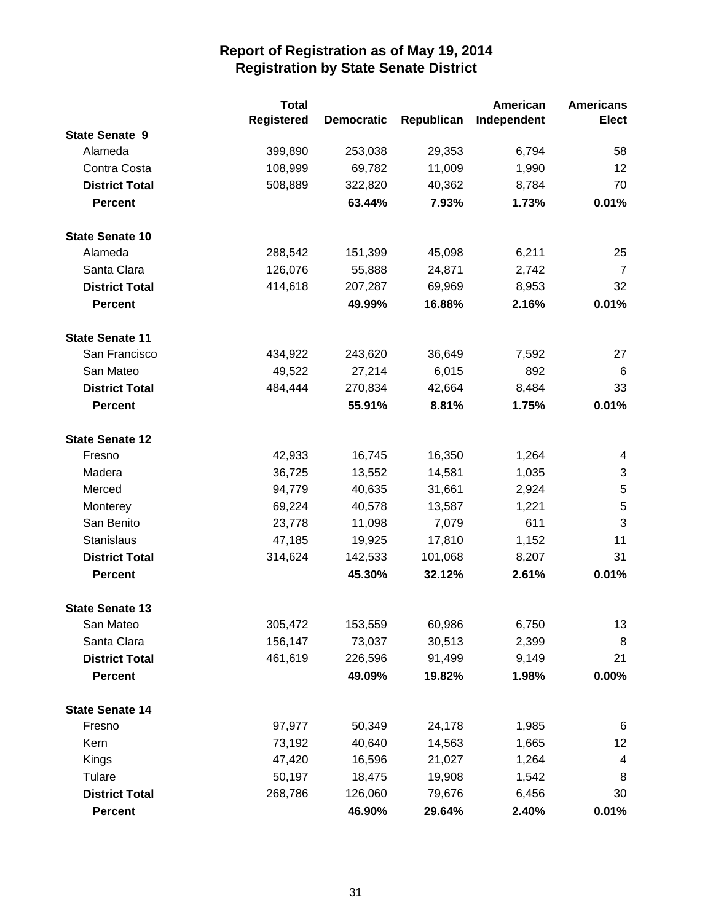# Report of Registration as of May 19, 2014
## Registration by State Senate District

| | Total Registered | Democratic | Republican | American Independent | Americans Elect |
|---|---|---|---|---|---|
| **State Senate 9** | | | | | |
| Alameda | 399,890 | 253,038 | 29,353 | 6,794 | 58 |
| Contra Costa | 108,999 | 69,782 | 11,009 | 1,990 | 12 |
| **District Total** | 508,889 | 322,820 | 40,362 | 8,784 | 70 |
| **Percent** | | **63.44%** | **7.93%** | **1.73%** | **0.01%** |
| **State Senate 10** | | | | | |
| Alameda | 288,542 | 151,399 | 45,098 | 6,211 | 25 |
| Santa Clara | 126,076 | 55,888 | 24,871 | 2,742 | 7 |
| **District Total** | 414,618 | 207,287 | 69,969 | 8,953 | 32 |
| **Percent** | | **49.99%** | **16.88%** | **2.16%** | **0.01%** |
| **State Senate 11** | | | | | |
| San Francisco | 434,922 | 243,620 | 36,649 | 7,592 | 27 |
| San Mateo | 49,522 | 27,214 | 6,015 | 892 | 6 |
| **District Total** | 484,444 | 270,834 | 42,664 | 8,484 | 33 |
| **Percent** | | **55.91%** | **8.81%** | **1.75%** | **0.01%** |
| **State Senate 12** | | | | | |
| Fresno | 42,933 | 16,745 | 16,350 | 1,264 | 4 |
| Madera | 36,725 | 13,552 | 14,581 | 1,035 | 3 |
| Merced | 94,779 | 40,635 | 31,661 | 2,924 | 5 |
| Monterey | 69,224 | 40,578 | 13,587 | 1,221 | 5 |
| San Benito | 23,778 | 11,098 | 7,079 | 611 | 3 |
| Stanislaus | 47,185 | 19,925 | 17,810 | 1,152 | 11 |
| **District Total** | 314,624 | 142,533 | 101,068 | 8,207 | 31 |
| **Percent** | | **45.30%** | **32.12%** | **2.61%** | **0.01%** |
| **State Senate 13** | | | | | |
| San Mateo | 305,472 | 153,559 | 60,986 | 6,750 | 13 |
| Santa Clara | 156,147 | 73,037 | 30,513 | 2,399 | 8 |
| **District Total** | 461,619 | 226,596 | 91,499 | 9,149 | 21 |
| **Percent** | | **49.09%** | **19.82%** | **1.98%** | **0.00%** |
| **State Senate 14** | | | | | |
| Fresno | 97,977 | 50,349 | 24,178 | 1,985 | 6 |
| Kern | 73,192 | 40,640 | 14,563 | 1,665 | 12 |
| Kings | 47,420 | 16,596 | 21,027 | 1,264 | 4 |
| Tulare | 50,197 | 18,475 | 19,908 | 1,542 | 8 |
| **District Total** | 268,786 | 126,060 | 79,676 | 6,456 | 30 |
| **Percent** | | **46.90%** | **29.64%** | **2.40%** | **0.01%** |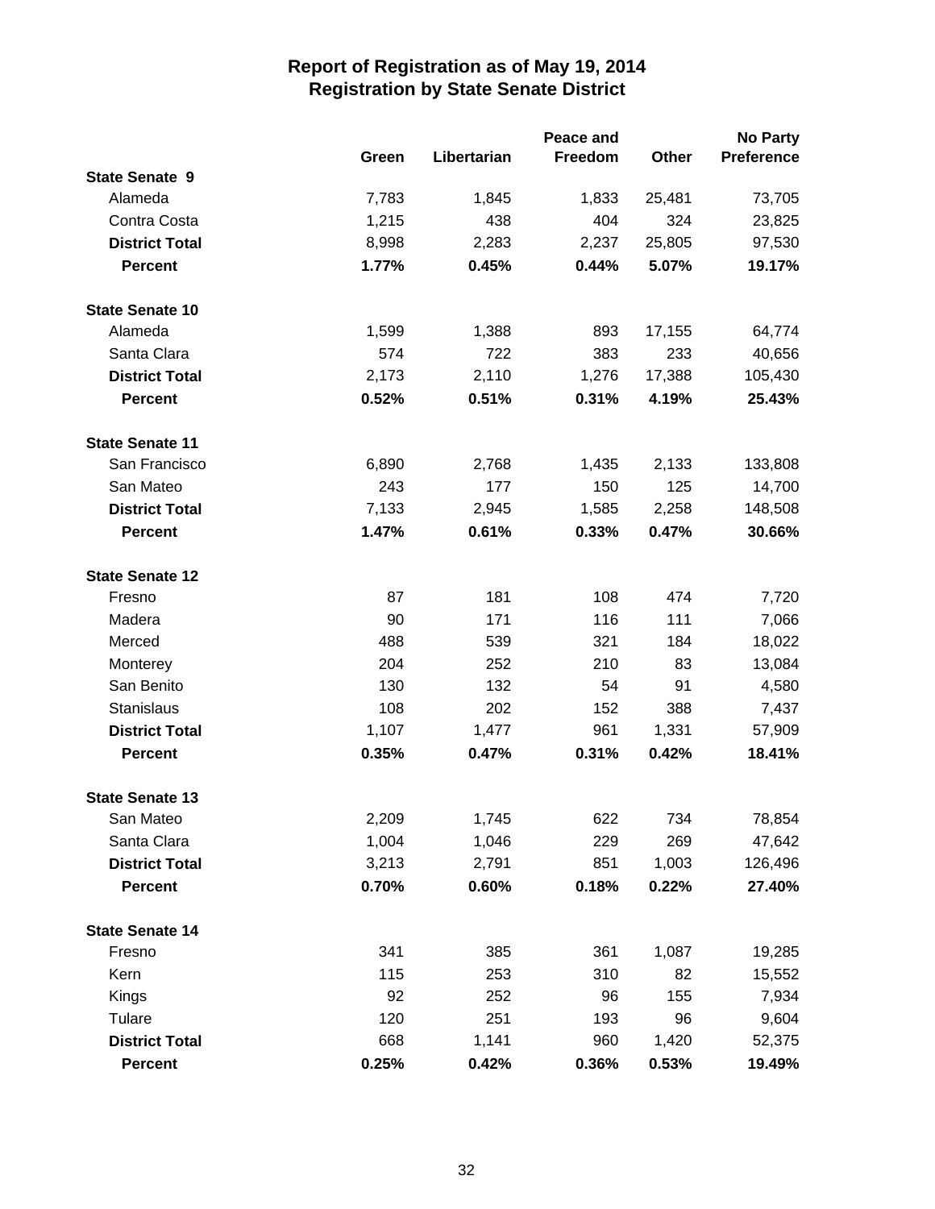# Report of Registration as of May 19, 2014
## Registration by State Senate District

| | Green | Libertarian | Peace and Freedom | Other | No Party Preference |
|---|---|---|---|---|---|
| **State Senate 9** | | | | | |
| Alameda | 7,783 | 1,845 | 1,833 | 25,481 | 73,705 |
| Contra Costa | 1,215 | 438 | 404 | 324 | 23,825 |
| **District Total** | 8,998 | 2,283 | 2,237 | 25,805 | 97,530 |
| **Percent** | **1.77%** | **0.45%** | **0.44%** | **5.07%** | **19.17%** |
| **State Senate 10** | | | | | |
| Alameda | 1,599 | 1,388 | 893 | 17,155 | 64,774 |
| Santa Clara | 574 | 722 | 383 | 233 | 40,656 |
| **District Total** | 2,173 | 2,110 | 1,276 | 17,388 | 105,430 |
| **Percent** | **0.52%** | **0.51%** | **0.31%** | **4.19%** | **25.43%** |
| **State Senate 11** | | | | | |
| San Francisco | 6,890 | 2,768 | 1,435 | 2,133 | 133,808 |
| San Mateo | 243 | 177 | 150 | 125 | 14,700 |
| **District Total** | 7,133 | 2,945 | 1,585 | 2,258 | 148,508 |
| **Percent** | **1.47%** | **0.61%** | **0.33%** | **0.47%** | **30.66%** |
| **State Senate 12** | | | | | |
| Fresno | 87 | 181 | 108 | 474 | 7,720 |
| Madera | 90 | 171 | 116 | 111 | 7,066 |
| Merced | 488 | 539 | 321 | 184 | 18,022 |
| Monterey | 204 | 252 | 210 | 83 | 13,084 |
| San Benito | 130 | 132 | 54 | 91 | 4,580 |
| Stanislaus | 108 | 202 | 152 | 388 | 7,437 |
| **District Total** | 1,107 | 1,477 | 961 | 1,331 | 57,909 |
| **Percent** | **0.35%** | **0.47%** | **0.31%** | **0.42%** | **18.41%** |
| **State Senate 13** | | | | | |
| San Mateo | 2,209 | 1,745 | 622 | 734 | 78,854 |
| Santa Clara | 1,004 | 1,046 | 229 | 269 | 47,642 |
| **District Total** | 3,213 | 2,791 | 851 | 1,003 | 126,496 |
| **Percent** | **0.70%** | **0.60%** | **0.18%** | **0.22%** | **27.40%** |
| **State Senate 14** | | | | | |
| Fresno | 341 | 385 | 361 | 1,087 | 19,285 |
| Kern | 115 | 253 | 310 | 82 | 15,552 |
| Kings | 92 | 252 | 96 | 155 | 7,934 |
| Tulare | 120 | 251 | 193 | 96 | 9,604 |
| **District Total** | 668 | 1,141 | 960 | 1,420 | 52,375 |
| **Percent** | **0.25%** | **0.42%** | **0.36%** | **0.53%** | **19.49%** |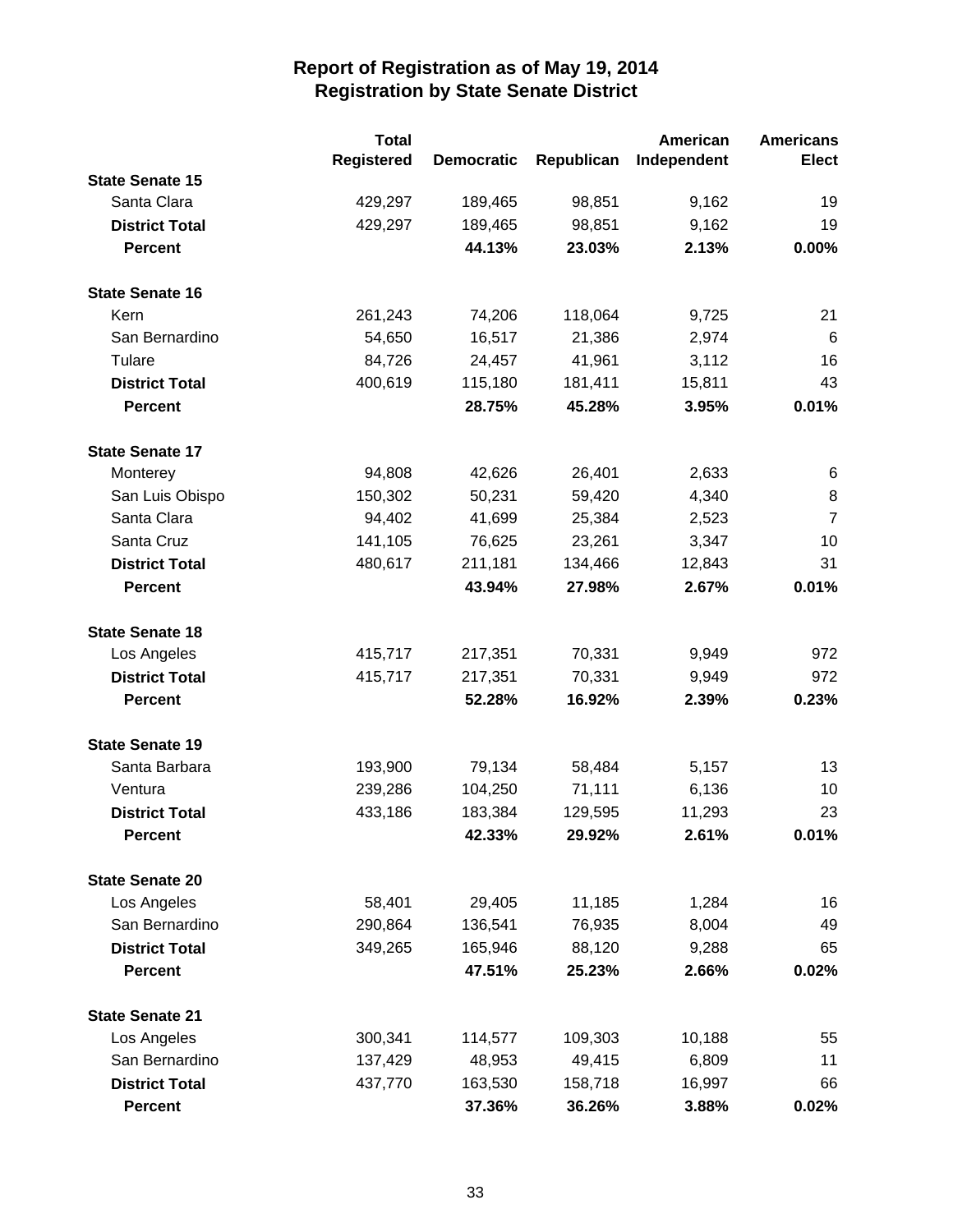# Report of Registration as of May 19, 2014
## Registration by State Senate District

| | Total Registered | Democratic | Republican | American Independent | Americans Elect |
|---|---|---|---|---|---|
| **State Senate 15** | | | | | |
| Santa Clara | 429,297 | 189,465 | 98,851 | 9,162 | 19 |
| **District Total** | 429,297 | 189,465 | 98,851 | 9,162 | 19 |
| **Percent** | | **44.13%** | **23.03%** | **2.13%** | **0.00%** |
| **State Senate 16** | | | | | |
| Kern | 261,243 | 74,206 | 118,064 | 9,725 | 21 |
| San Bernardino | 54,650 | 16,517 | 21,386 | 2,974 | 6 |
| Tulare | 84,726 | 24,457 | 41,961 | 3,112 | 16 |
| **District Total** | 400,619 | 115,180 | 181,411 | 15,811 | 43 |
| **Percent** | | **28.75%** | **45.28%** | **3.95%** | **0.01%** |
| **State Senate 17** | | | | | |
| Monterey | 94,808 | 42,626 | 26,401 | 2,633 | 6 |
| San Luis Obispo | 150,302 | 50,231 | 59,420 | 4,340 | 8 |
| Santa Clara | 94,402 | 41,699 | 25,384 | 2,523 | 7 |
| Santa Cruz | 141,105 | 76,625 | 23,261 | 3,347 | 10 |
| **District Total** | 480,617 | 211,181 | 134,466 | 12,843 | 31 |
| **Percent** | | **43.94%** | **27.98%** | **2.67%** | **0.01%** |
| **State Senate 18** | | | | | |
| Los Angeles | 415,717 | 217,351 | 70,331 | 9,949 | 972 |
| **District Total** | 415,717 | 217,351 | 70,331 | 9,949 | 972 |
| **Percent** | | **52.28%** | **16.92%** | **2.39%** | **0.23%** |
| **State Senate 19** | | | | | |
| Santa Barbara | 193,900 | 79,134 | 58,484 | 5,157 | 13 |
| Ventura | 239,286 | 104,250 | 71,111 | 6,136 | 10 |
| **District Total** | 433,186 | 183,384 | 129,595 | 11,293 | 23 |
| **Percent** | | **42.33%** | **29.92%** | **2.61%** | **0.01%** |
| **State Senate 20** | | | | | |
| Los Angeles | 58,401 | 29,405 | 11,185 | 1,284 | 16 |
| San Bernardino | 290,864 | 136,541 | 76,935 | 8,004 | 49 |
| **District Total** | 349,265 | 165,946 | 88,120 | 9,288 | 65 |
| **Percent** | | **47.51%** | **25.23%** | **2.66%** | **0.02%** |
| **State Senate 21** | | | | | |
| Los Angeles | 300,341 | 114,577 | 109,303 | 10,188 | 55 |
| San Bernardino | 137,429 | 48,953 | 49,415 | 6,809 | 11 |
| **District Total** | 437,770 | 163,530 | 158,718 | 16,997 | 66 |
| **Percent** | | **37.36%** | **36.26%** | **3.88%** | **0.02%** |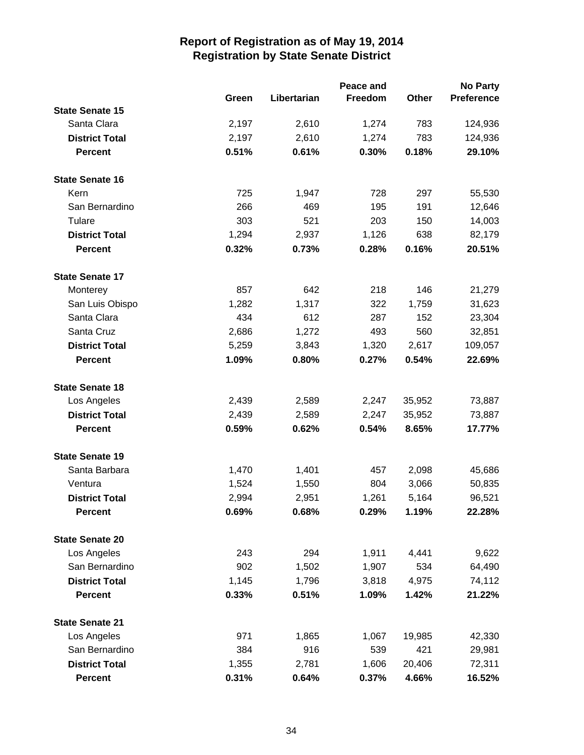# Report of Registration as of May 19, 2014
## Registration by State Senate District

| | Green | Libertarian | Peace and Freedom | Other | No Party Preference |
|---|---|---|---|---|---|
| **State Senate 15** | | | | | |
| Santa Clara | 2,197 | 2,610 | 1,274 | 783 | 124,936 |
| **District Total** | 2,197 | 2,610 | 1,274 | 783 | 124,936 |
| **Percent** | **0.51%** | **0.61%** | **0.30%** | **0.18%** | **29.10%** |
| **State Senate 16** | | | | | |
| Kern | 725 | 1,947 | 728 | 297 | 55,530 |
| San Bernardino | 266 | 469 | 195 | 191 | 12,646 |
| Tulare | 303 | 521 | 203 | 150 | 14,003 |
| **District Total** | 1,294 | 2,937 | 1,126 | 638 | 82,179 |
| **Percent** | **0.32%** | **0.73%** | **0.28%** | **0.16%** | **20.51%** |
| **State Senate 17** | | | | | |
| Monterey | 857 | 642 | 218 | 146 | 21,279 |
| San Luis Obispo | 1,282 | 1,317 | 322 | 1,759 | 31,623 |
| Santa Clara | 434 | 612 | 287 | 152 | 23,304 |
| Santa Cruz | 2,686 | 1,272 | 493 | 560 | 32,851 |
| **District Total** | 5,259 | 3,843 | 1,320 | 2,617 | 109,057 |
| **Percent** | **1.09%** | **0.80%** | **0.27%** | **0.54%** | **22.69%** |
| **State Senate 18** | | | | | |
| Los Angeles | 2,439 | 2,589 | 2,247 | 35,952 | 73,887 |
| **District Total** | 2,439 | 2,589 | 2,247 | 35,952 | 73,887 |
| **Percent** | **0.59%** | **0.62%** | **0.54%** | **8.65%** | **17.77%** |
| **State Senate 19** | | | | | |
| Santa Barbara | 1,470 | 1,401 | 457 | 2,098 | 45,686 |
| Ventura | 1,524 | 1,550 | 804 | 3,066 | 50,835 |
| **District Total** | 2,994 | 2,951 | 1,261 | 5,164 | 96,521 |
| **Percent** | **0.69%** | **0.68%** | **0.29%** | **1.19%** | **22.28%** |
| **State Senate 20** | | | | | |
| Los Angeles | 243 | 294 | 1,911 | 4,441 | 9,622 |
| San Bernardino | 902 | 1,502 | 1,907 | 534 | 64,490 |
| **District Total** | 1,145 | 1,796 | 3,818 | 4,975 | 74,112 |
| **Percent** | **0.33%** | **0.51%** | **1.09%** | **1.42%** | **21.22%** |
| **State Senate 21** | | | | | |
| Los Angeles | 971 | 1,865 | 1,067 | 19,985 | 42,330 |
| San Bernardino | 384 | 916 | 539 | 421 | 29,981 |
| **District Total** | 1,355 | 2,781 | 1,606 | 20,406 | 72,311 |
| **Percent** | **0.31%** | **0.64%** | **0.37%** | **4.66%** | **16.52%** |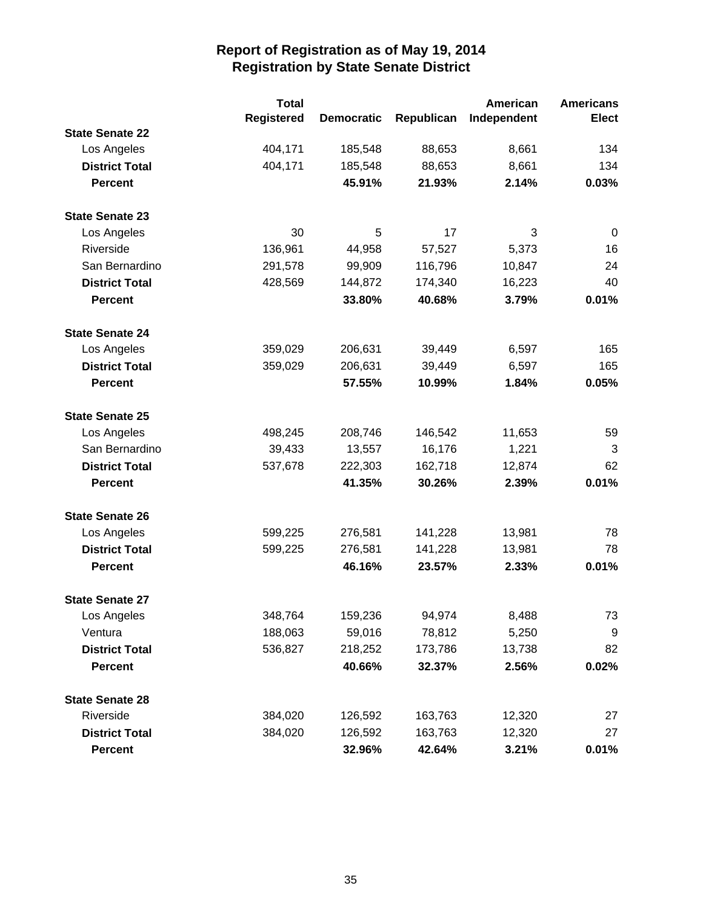# Report of Registration as of May 19, 2014
## Registration by State Senate District

| | Total Registered | Democratic | Republican | American Independent | Americans Elect |
|---|---|---|---|---|---|
| **State Senate 22** | | | | | |
| Los Angeles | 404,171 | 185,548 | 88,653 | 8,661 | 134 |
| **District Total** | 404,171 | 185,548 | 88,653 | 8,661 | 134 |
| **Percent** | | **45.91%** | **21.93%** | **2.14%** | **0.03%** |
| **State Senate 23** | | | | | |
| Los Angeles | 30 | 5 | 17 | 3 | 0 |
| Riverside | 136,961 | 44,958 | 57,527 | 5,373 | 16 |
| San Bernardino | 291,578 | 99,909 | 116,796 | 10,847 | 24 |
| **District Total** | 428,569 | 144,872 | 174,340 | 16,223 | 40 |
| **Percent** | | **33.80%** | **40.68%** | **3.79%** | **0.01%** |
| **State Senate 24** | | | | | |
| Los Angeles | 359,029 | 206,631 | 39,449 | 6,597 | 165 |
| **District Total** | 359,029 | 206,631 | 39,449 | 6,597 | 165 |
| **Percent** | | **57.55%** | **10.99%** | **1.84%** | **0.05%** |
| **State Senate 25** | | | | | |
| Los Angeles | 498,245 | 208,746 | 146,542 | 11,653 | 59 |
| San Bernardino | 39,433 | 13,557 | 16,176 | 1,221 | 3 |
| **District Total** | 537,678 | 222,303 | 162,718 | 12,874 | 62 |
| **Percent** | | **41.35%** | **30.26%** | **2.39%** | **0.01%** |
| **State Senate 26** | | | | | |
| Los Angeles | 599,225 | 276,581 | 141,228 | 13,981 | 78 |
| **District Total** | 599,225 | 276,581 | 141,228 | 13,981 | 78 |
| **Percent** | | **46.16%** | **23.57%** | **2.33%** | **0.01%** |
| **State Senate 27** | | | | | |
| Los Angeles | 348,764 | 159,236 | 94,974 | 8,488 | 73 |
| Ventura | 188,063 | 59,016 | 78,812 | 5,250 | 9 |
| **District Total** | 536,827 | 218,252 | 173,786 | 13,738 | 82 |
| **Percent** | | **40.66%** | **32.37%** | **2.56%** | **0.02%** |
| **State Senate 28** | | | | | |
| Riverside | 384,020 | 126,592 | 163,763 | 12,320 | 27 |
| **District Total** | 384,020 | 126,592 | 163,763 | 12,320 | 27 |
| **Percent** | | **32.96%** | **42.64%** | **3.21%** | **0.01%** |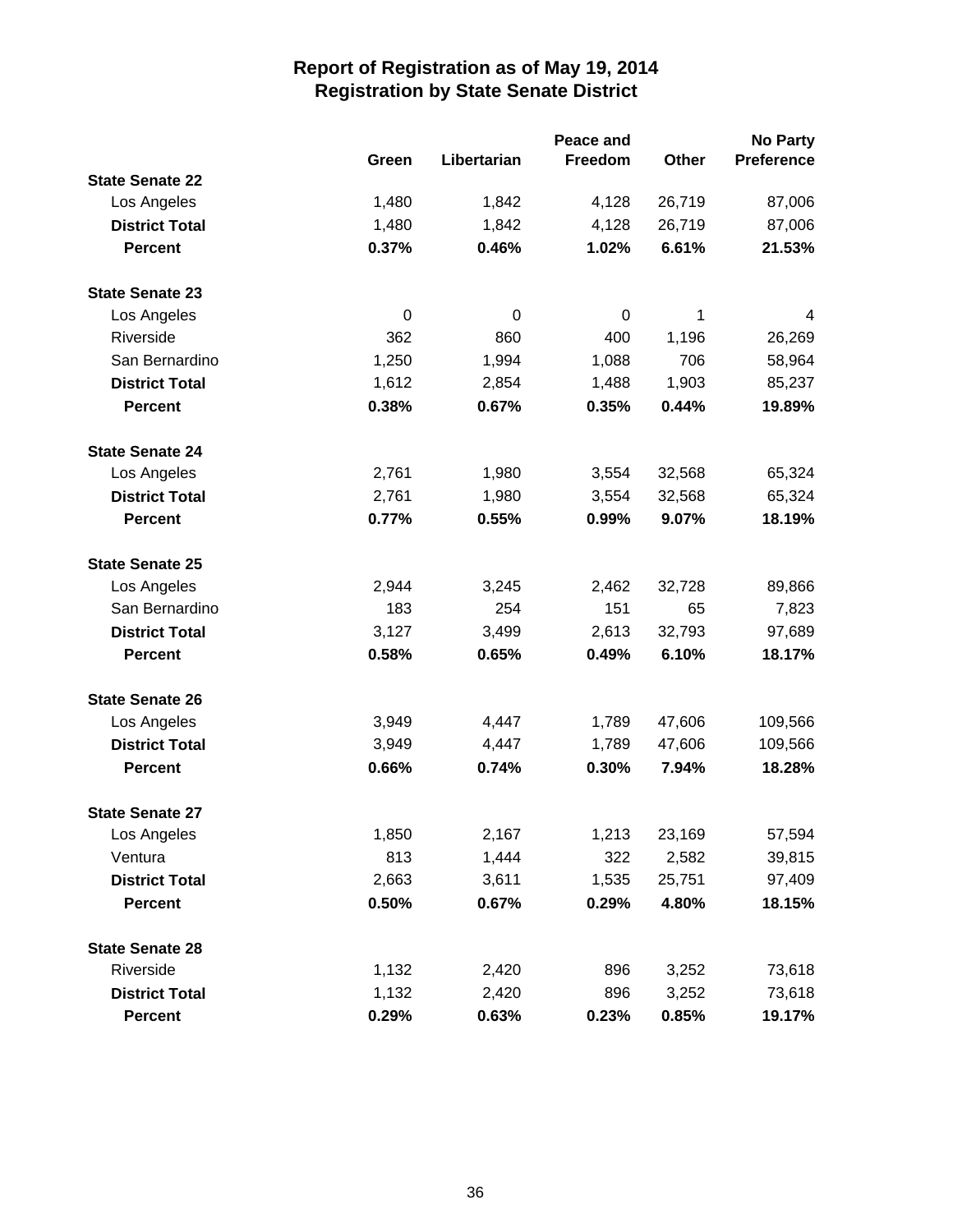# Report of Registration as of May 19, 2014
## Registration by State Senate District

| | Green | Libertarian | Peace and Freedom | Other | No Party Preference |
|---|---|---|---|---|---|
| **State Senate 22** | | | | | |
| Los Angeles | 1,480 | 1,842 | 4,128 | 26,719 | 87,006 |
| **District Total** | 1,480 | 1,842 | 4,128 | 26,719 | 87,006 |
| **Percent** | **0.37%** | **0.46%** | **1.02%** | **6.61%** | **21.53%** |
| **State Senate 23** | | | | | |
| Los Angeles | 0 | 0 | 0 | 1 | 4 |
| Riverside | 362 | 860 | 400 | 1,196 | 26,269 |
| San Bernardino | 1,250 | 1,994 | 1,088 | 706 | 58,964 |
| **District Total** | 1,612 | 2,854 | 1,488 | 1,903 | 85,237 |
| **Percent** | **0.38%** | **0.67%** | **0.35%** | **0.44%** | **19.89%** |
| **State Senate 24** | | | | | |
| Los Angeles | 2,761 | 1,980 | 3,554 | 32,568 | 65,324 |
| **District Total** | 2,761 | 1,980 | 3,554 | 32,568 | 65,324 |
| **Percent** | **0.77%** | **0.55%** | **0.99%** | **9.07%** | **18.19%** |
| **State Senate 25** | | | | | |
| Los Angeles | 2,944 | 3,245 | 2,462 | 32,728 | 89,866 |
| San Bernardino | 183 | 254 | 151 | 65 | 7,823 |
| **District Total** | 3,127 | 3,499 | 2,613 | 32,793 | 97,689 |
| **Percent** | **0.58%** | **0.65%** | **0.49%** | **6.10%** | **18.17%** |
| **State Senate 26** | | | | | |
| Los Angeles | 3,949 | 4,447 | 1,789 | 47,606 | 109,566 |
| **District Total** | 3,949 | 4,447 | 1,789 | 47,606 | 109,566 |
| **Percent** | **0.66%** | **0.74%** | **0.30%** | **7.94%** | **18.28%** |
| **State Senate 27** | | | | | |
| Los Angeles | 1,850 | 2,167 | 1,213 | 23,169 | 57,594 |
| Ventura | 813 | 1,444 | 322 | 2,582 | 39,815 |
| **District Total** | 2,663 | 3,611 | 1,535 | 25,751 | 97,409 |
| **Percent** | **0.50%** | **0.67%** | **0.29%** | **4.80%** | **18.15%** |
| **State Senate 28** | | | | | |
| Riverside | 1,132 | 2,420 | 896 | 3,252 | 73,618 |
| **District Total** | 1,132 | 2,420 | 896 | 3,252 | 73,618 |
| **Percent** | **0.29%** | **0.63%** | **0.23%** | **0.85%** | **19.17%** |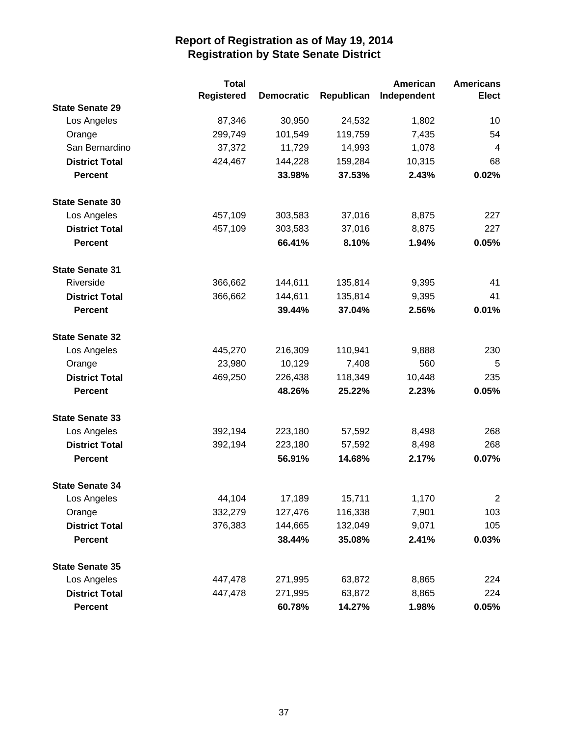# Report of Registration as of May 19, 2014
## Registration by State Senate District

| | Total Registered | Democratic | Republican | American Independent | Americans Elect |
|---|---|---|---|---|---|
| **State Senate 29** | | | | | |
| Los Angeles | 87,346 | 30,950 | 24,532 | 1,802 | 10 |
| Orange | 299,749 | 101,549 | 119,759 | 7,435 | 54 |
| San Bernardino | 37,372 | 11,729 | 14,993 | 1,078 | 4 |
| **District Total** | 424,467 | 144,228 | 159,284 | 10,315 | 68 |
| **Percent** | | **33.98%** | **37.53%** | **2.43%** | **0.02%** |
| **State Senate 30** | | | | | |
| Los Angeles | 457,109 | 303,583 | 37,016 | 8,875 | 227 |
| **District Total** | 457,109 | 303,583 | 37,016 | 8,875 | 227 |
| **Percent** | | **66.41%** | **8.10%** | **1.94%** | **0.05%** |
| **State Senate 31** | | | | | |
| Riverside | 366,662 | 144,611 | 135,814 | 9,395 | 41 |
| **District Total** | 366,662 | 144,611 | 135,814 | 9,395 | 41 |
| **Percent** | | **39.44%** | **37.04%** | **2.56%** | **0.01%** |
| **State Senate 32** | | | | | |
| Los Angeles | 445,270 | 216,309 | 110,941 | 9,888 | 230 |
| Orange | 23,980 | 10,129 | 7,408 | 560 | 5 |
| **District Total** | 469,250 | 226,438 | 118,349 | 10,448 | 235 |
| **Percent** | | **48.26%** | **25.22%** | **2.23%** | **0.05%** |
| **State Senate 33** | | | | | |
| Los Angeles | 392,194 | 223,180 | 57,592 | 8,498 | 268 |
| **District Total** | 392,194 | 223,180 | 57,592 | 8,498 | 268 |
| **Percent** | | **56.91%** | **14.68%** | **2.17%** | **0.07%** |
| **State Senate 34** | | | | | |
| Los Angeles | 44,104 | 17,189 | 15,711 | 1,170 | 2 |
| Orange | 332,279 | 127,476 | 116,338 | 7,901 | 103 |
| **District Total** | 376,383 | 144,665 | 132,049 | 9,071 | 105 |
| **Percent** | | **38.44%** | **35.08%** | **2.41%** | **0.03%** |
| **State Senate 35** | | | | | |
| Los Angeles | 447,478 | 271,995 | 63,872 | 8,865 | 224 |
| **District Total** | 447,478 | 271,995 | 63,872 | 8,865 | 224 |
| **Percent** | | **60.78%** | **14.27%** | **1.98%** | **0.05%** |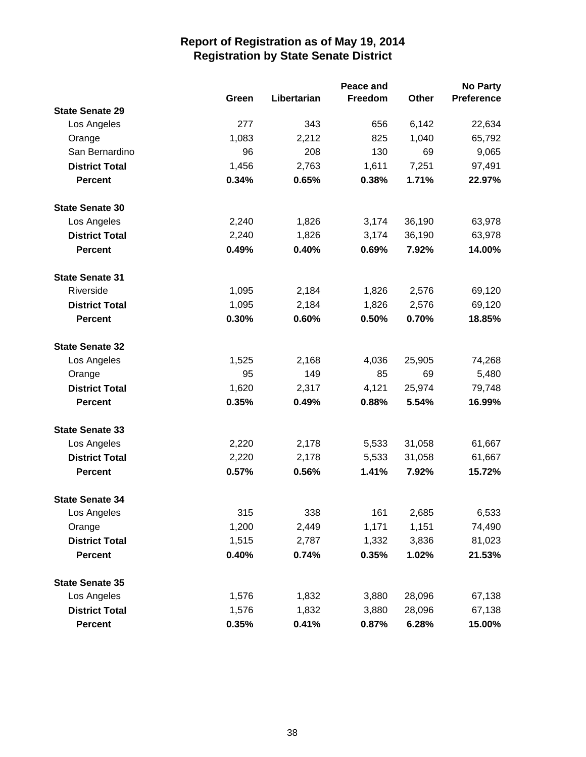# Report of Registration as of May 19, 2014
## Registration by State Senate District

| | Green | Libertarian | Peace and Freedom | Other | No Party Preference |
|---|---|---|---|---|---|
| **State Senate 29** | | | | | |
| Los Angeles | 277 | 343 | 656 | 6,142 | 22,634 |
| Orange | 1,083 | 2,212 | 825 | 1,040 | 65,792 |
| San Bernardino | 96 | 208 | 130 | 69 | 9,065 |
| **District Total** | 1,456 | 2,763 | 1,611 | 7,251 | 97,491 |
| **Percent** | **0.34%** | **0.65%** | **0.38%** | **1.71%** | **22.97%** |
| **State Senate 30** | | | | | |
| Los Angeles | 2,240 | 1,826 | 3,174 | 36,190 | 63,978 |
| **District Total** | 2,240 | 1,826 | 3,174 | 36,190 | 63,978 |
| **Percent** | **0.49%** | **0.40%** | **0.69%** | **7.92%** | **14.00%** |
| **State Senate 31** | | | | | |
| Riverside | 1,095 | 2,184 | 1,826 | 2,576 | 69,120 |
| **District Total** | 1,095 | 2,184 | 1,826 | 2,576 | 69,120 |
| **Percent** | **0.30%** | **0.60%** | **0.50%** | **0.70%** | **18.85%** |
| **State Senate 32** | | | | | |
| Los Angeles | 1,525 | 2,168 | 4,036 | 25,905 | 74,268 |
| Orange | 95 | 149 | 85 | 69 | 5,480 |
| **District Total** | 1,620 | 2,317 | 4,121 | 25,974 | 79,748 |
| **Percent** | **0.35%** | **0.49%** | **0.88%** | **5.54%** | **16.99%** |
| **State Senate 33** | | | | | |
| Los Angeles | 2,220 | 2,178 | 5,533 | 31,058 | 61,667 |
| **District Total** | 2,220 | 2,178 | 5,533 | 31,058 | 61,667 |
| **Percent** | **0.57%** | **0.56%** | **1.41%** | **7.92%** | **15.72%** |
| **State Senate 34** | | | | | |
| Los Angeles | 315 | 338 | 161 | 2,685 | 6,533 |
| Orange | 1,200 | 2,449 | 1,171 | 1,151 | 74,490 |
| **District Total** | 1,515 | 2,787 | 1,332 | 3,836 | 81,023 |
| **Percent** | **0.40%** | **0.74%** | **0.35%** | **1.02%** | **21.53%** |
| **State Senate 35** | | | | | |
| Los Angeles | 1,576 | 1,832 | 3,880 | 28,096 | 67,138 |
| **District Total** | 1,576 | 1,832 | 3,880 | 28,096 | 67,138 |
| **Percent** | **0.35%** | **0.41%** | **0.87%** | **6.28%** | **15.00%** |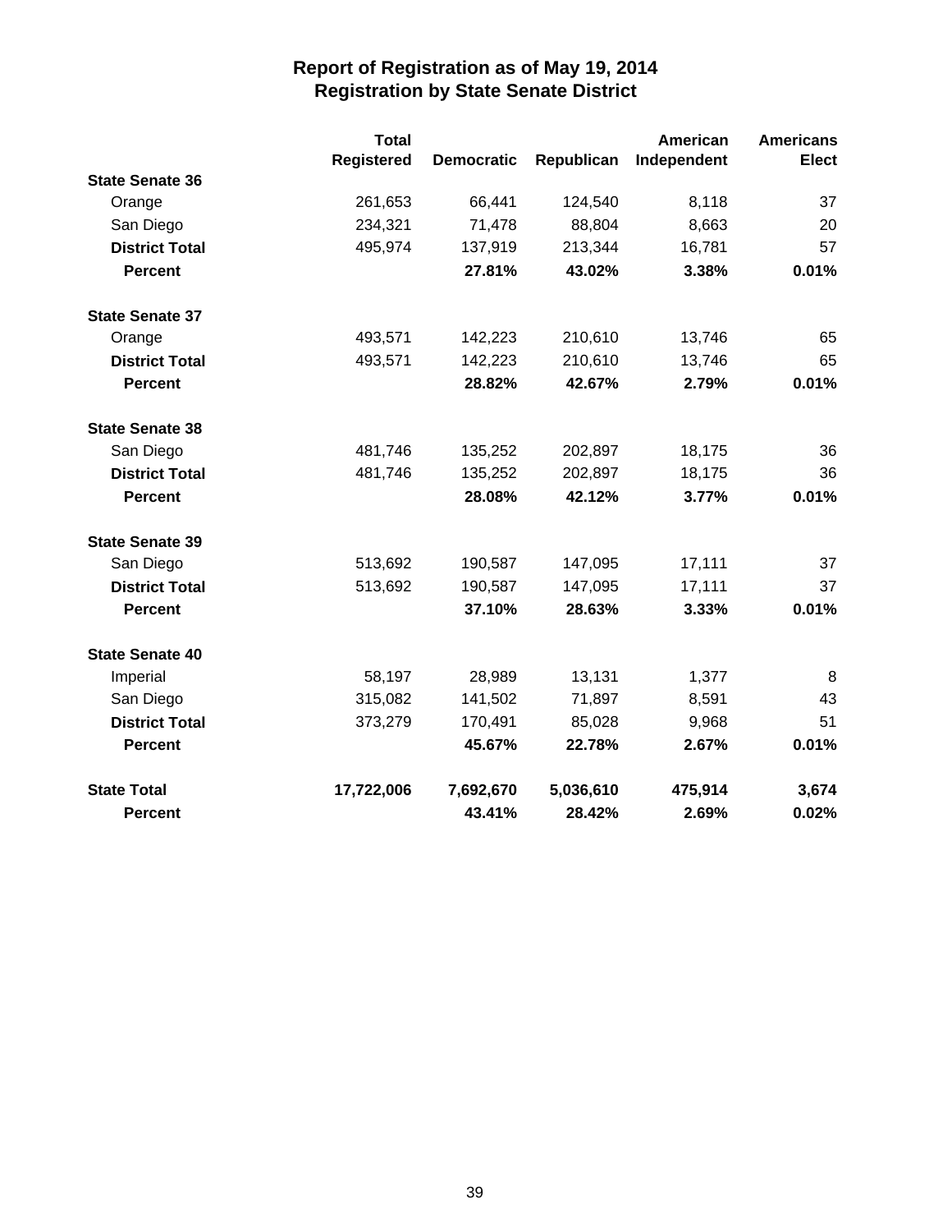# Report of Registration as of May 19, 2014
## Registration by State Senate District

| | Total Registered | Democratic | Republican | American Independent | Americans Elect |
|---|---|---|---|---|---|
| **State Senate 36** | | | | | |
| Orange | 261,653 | 66,441 | 124,540 | 8,118 | 37 |
| San Diego | 234,321 | 71,478 | 88,804 | 8,663 | 20 |
| **District Total** | 495,974 | 137,919 | 213,344 | 16,781 | 57 |
| **Percent** | | **27.81%** | **43.02%** | **3.38%** | **0.01%** |
| **State Senate 37** | | | | | |
| Orange | 493,571 | 142,223 | 210,610 | 13,746 | 65 |
| **District Total** | 493,571 | 142,223 | 210,610 | 13,746 | 65 |
| **Percent** | | **28.82%** | **42.67%** | **2.79%** | **0.01%** |
| **State Senate 38** | | | | | |
| San Diego | 481,746 | 135,252 | 202,897 | 18,175 | 36 |
| **District Total** | 481,746 | 135,252 | 202,897 | 18,175 | 36 |
| **Percent** | | **28.08%** | **42.12%** | **3.77%** | **0.01%** |
| **State Senate 39** | | | | | |
| San Diego | 513,692 | 190,587 | 147,095 | 17,111 | 37 |
| **District Total** | 513,692 | 190,587 | 147,095 | 17,111 | 37 |
| **Percent** | | **37.10%** | **28.63%** | **3.33%** | **0.01%** |
| **State Senate 40** | | | | | |
| Imperial | 58,197 | 28,989 | 13,131 | 1,377 | 8 |
| San Diego | 315,082 | 141,502 | 71,897 | 8,591 | 43 |
| **District Total** | 373,279 | 170,491 | 85,028 | 9,968 | 51 |
| **Percent** | | **45.67%** | **22.78%** | **2.67%** | **0.01%** |
| **State Total** | **17,722,006** | **7,692,670** | **5,036,610** | **475,914** | **3,674** |
| **Percent** | | **43.41%** | **28.42%** | **2.69%** | **0.02%** |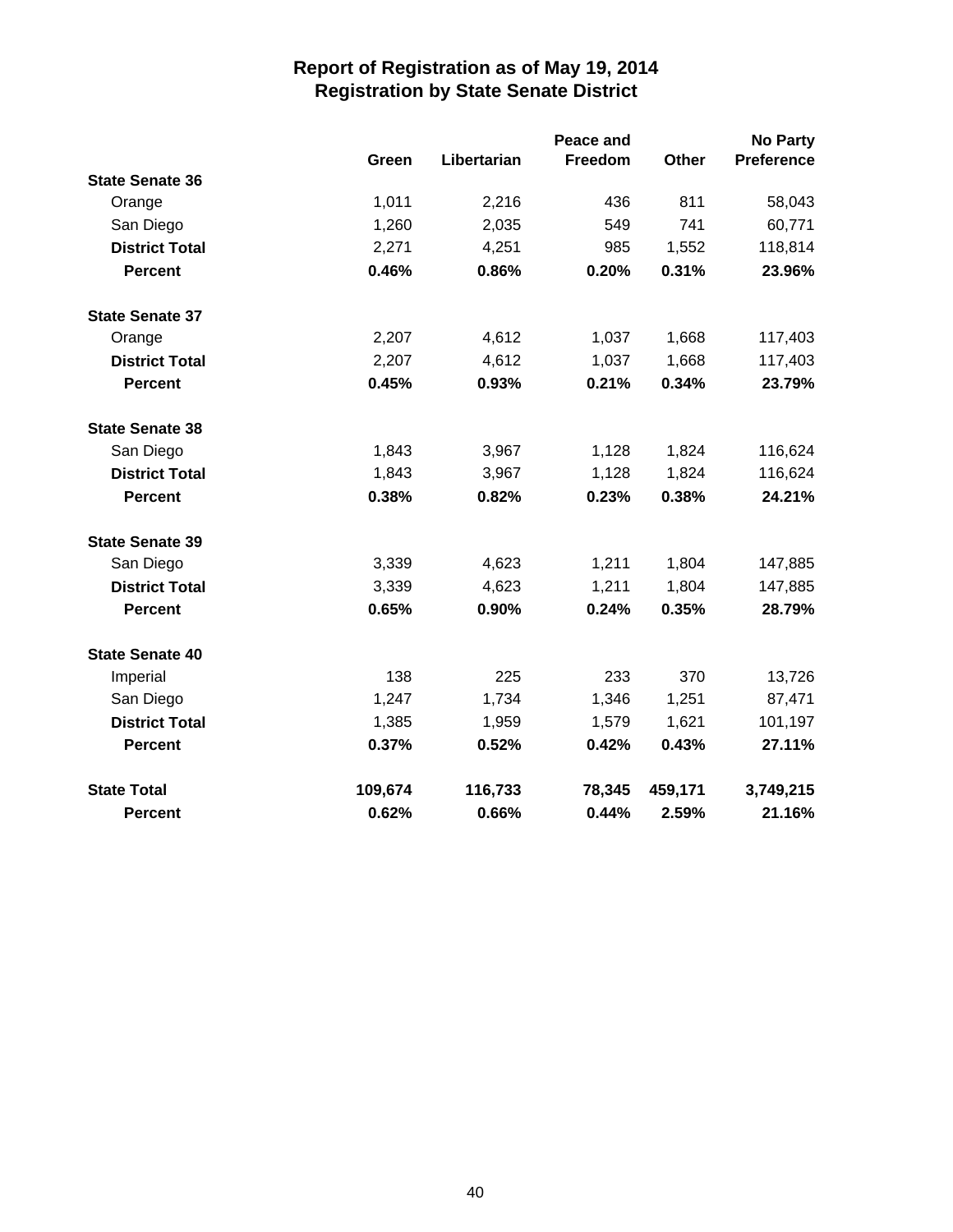# Report of Registration as of May 19, 2014
## Registration by State Senate District

| | Green | Libertarian | Peace and Freedom | Other | No Party Preference |
|---|---|---|---|---|---|
| **State Senate 36** | | | | | |
| Orange | 1,011 | 2,216 | 436 | 811 | 58,043 |
| San Diego | 1,260 | 2,035 | 549 | 741 | 60,771 |
| **District Total** | 2,271 | 4,251 | 985 | 1,552 | 118,814 |
| **Percent** | **0.46%** | **0.86%** | **0.20%** | **0.31%** | **23.96%** |
| **State Senate 37** | | | | | |
| Orange | 2,207 | 4,612 | 1,037 | 1,668 | 117,403 |
| **District Total** | 2,207 | 4,612 | 1,037 | 1,668 | 117,403 |
| **Percent** | **0.45%** | **0.93%** | **0.21%** | **0.34%** | **23.79%** |
| **State Senate 38** | | | | | |
| San Diego | 1,843 | 3,967 | 1,128 | 1,824 | 116,624 |
| **District Total** | 1,843 | 3,967 | 1,128 | 1,824 | 116,624 |
| **Percent** | **0.38%** | **0.82%** | **0.23%** | **0.38%** | **24.21%** |
| **State Senate 39** | | | | | |
| San Diego | 3,339 | 4,623 | 1,211 | 1,804 | 147,885 |
| **District Total** | 3,339 | 4,623 | 1,211 | 1,804 | 147,885 |
| **Percent** | **0.65%** | **0.90%** | **0.24%** | **0.35%** | **28.79%** |
| **State Senate 40** | | | | | |
| Imperial | 138 | 225 | 233 | 370 | 13,726 |
| San Diego | 1,247 | 1,734 | 1,346 | 1,251 | 87,471 |
| **District Total** | 1,385 | 1,959 | 1,579 | 1,621 | 101,197 |
| **Percent** | **0.37%** | **0.52%** | **0.42%** | **0.43%** | **27.11%** |
| **State Total** | **109,674** | **116,733** | **78,345** | **459,171** | **3,749,215** |
| **Percent** | **0.62%** | **0.66%** | **0.44%** | **2.59%** | **21.16%** |